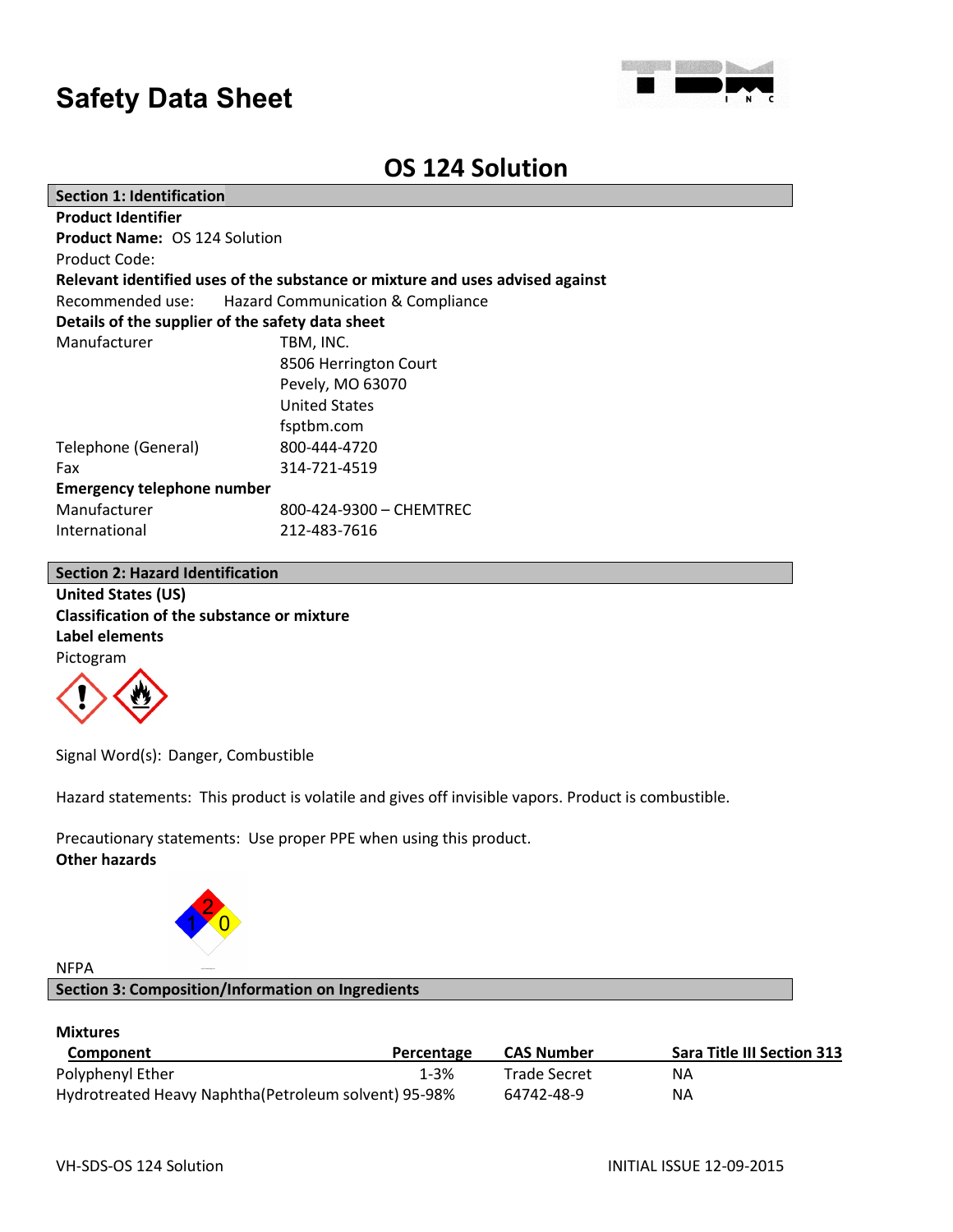# Safety Data Sheet

## OS 124 Solution

### Section 1: Identification

**Product Identifier**

**Product Name:** OS 124 Solution

Product Code:

**Relevant identified uses of the substance or mixture and uses advised against**

Recommended use: Hazard Communication & Compliance

**Details of the supplier of the safety data sheet**

| | |
|---|---|
| Manufacturer | TBM, INC.<br>8506 Herrington Court<br>Pevely, MO 63070<br>United States<br>fsptbm.com |
| Telephone (General) | 800-444-4720 |
| Fax | 314-721-4519 |

**Emergency telephone number**

| | |
|---|---|
| Manufacturer | 800-424-9300 – CHEMTREC |
| International | 212-483-7616 |

### Section 2: Hazard Identification

**United States (US)**

**Classification of the substance or mixture**

**Label elements**

Pictogram

Signal Word(s): Danger, Combustible

Hazard statements: This product is volatile and gives off invisible vapors. Product is combustible.

Precautionary statements: Use proper PPE when using this product.

**Other hazards**

NFPA

### Section 3: Composition/Information on Ingredients

**Mixtures**

| Component | Percentage | CAS Number | Sara Title III Section 313 |
|---|---|---|---|
| Polyphenyl Ether | 1-3% | Trade Secret | NA |
| Hydrotreated Heavy Naphtha(Petroleum solvent) | 95-98% | 64742-48-9 | NA |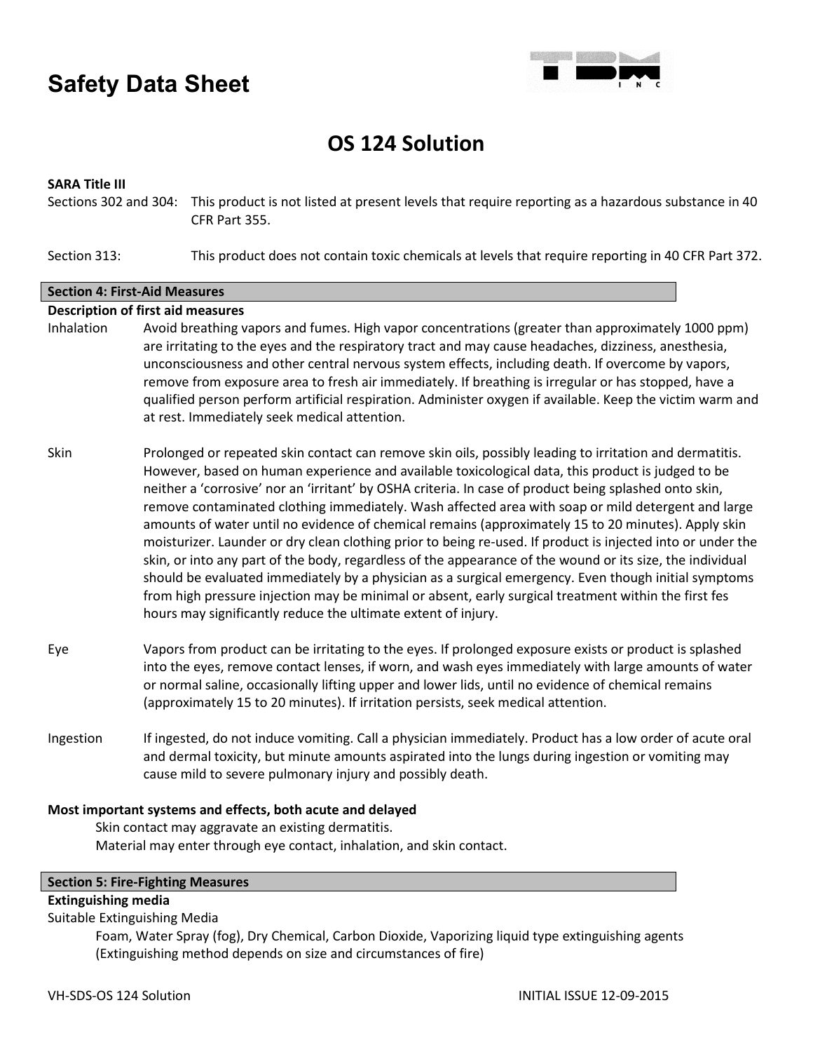# Safety Data Sheet

## OS 124 Solution

**SARA Title III**

Sections 302 and 304: This product is not listed at present levels that require reporting as a hazardous substance in 40 CFR Part 355.

Section 313: This product does not contain toxic chemicals at levels that require reporting in 40 CFR Part 372.

### Section 4: First-Aid Measures

**Description of first aid measures**

Inhalation: Avoid breathing vapors and fumes. High vapor concentrations (greater than approximately 1000 ppm) are irritating to the eyes and the respiratory tract and may cause headaches, dizziness, anesthesia, unconsciousness and other central nervous system effects, including death. If overcome by vapors, remove from exposure area to fresh air immediately. If breathing is irregular or has stopped, have a qualified person perform artificial respiration. Administer oxygen if available. Keep the victim warm and at rest. Immediately seek medical attention.

Skin: Prolonged or repeated skin contact can remove skin oils, possibly leading to irritation and dermatitis. However, based on human experience and available toxicological data, this product is judged to be neither a 'corrosive' nor an 'irritant' by OSHA criteria. In case of product being splashed onto skin, remove contaminated clothing immediately. Wash affected area with soap or mild detergent and large amounts of water until no evidence of chemical remains (approximately 15 to 20 minutes). Apply skin moisturizer. Launder or dry clean clothing prior to being re-used. If product is injected into or under the skin, or into any part of the body, regardless of the appearance of the wound or its size, the individual should be evaluated immediately by a physician as a surgical emergency. Even though initial symptoms from high pressure injection may be minimal or absent, early surgical treatment within the first fes hours may significantly reduce the ultimate extent of injury.

Eye: Vapors from product can be irritating to the eyes. If prolonged exposure exists or product is splashed into the eyes, remove contact lenses, if worn, and wash eyes immediately with large amounts of water or normal saline, occasionally lifting upper and lower lids, until no evidence of chemical remains (approximately 15 to 20 minutes). If irritation persists, seek medical attention.

Ingestion: If ingested, do not induce vomiting. Call a physician immediately. Product has a low order of acute oral and dermal toxicity, but minute amounts aspirated into the lungs during ingestion or vomiting may cause mild to severe pulmonary injury and possibly death.

**Most important systems and effects, both acute and delayed**

Skin contact may aggravate an existing dermatitis.
Material may enter through eye contact, inhalation, and skin contact.

### Section 5: Fire-Fighting Measures

**Extinguishing media**

Suitable Extinguishing Media

Foam, Water Spray (fog), Dry Chemical, Carbon Dioxide, Vaporizing liquid type extinguishing agents (Extinguishing method depends on size and circumstances of fire)

VH-SDS-OS 124 Solution INITIAL ISSUE 12-09-2015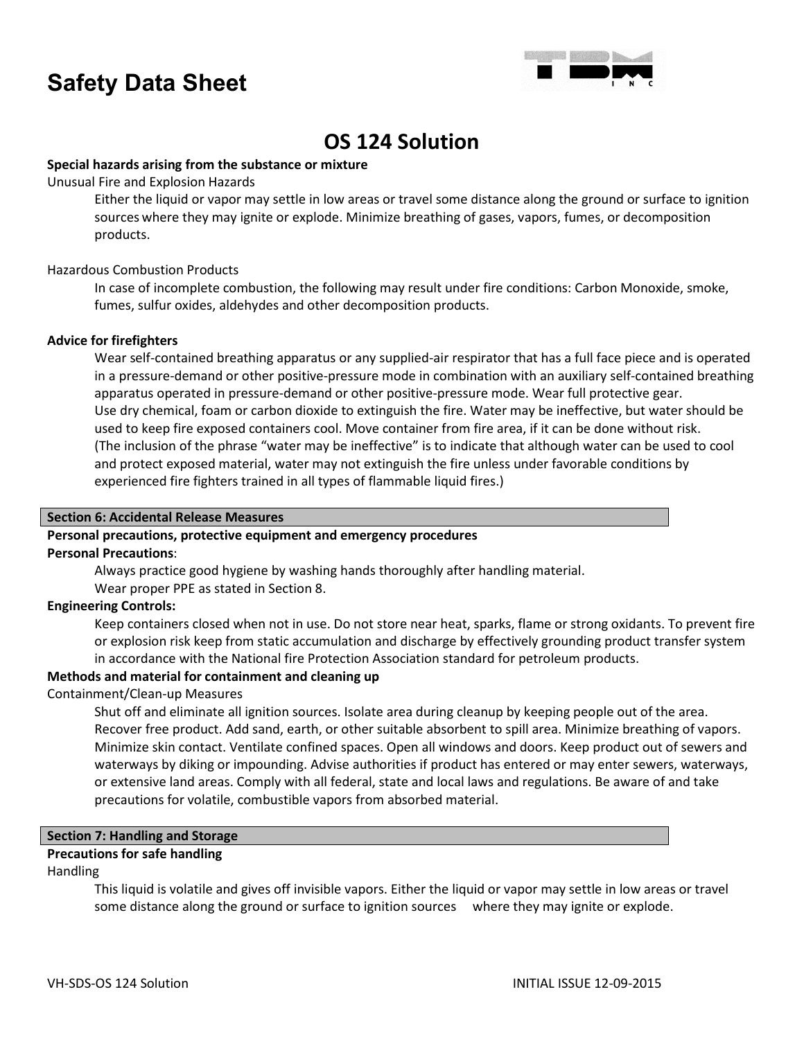# Safety Data Sheet

## OS 124 Solution

**Special hazards arising from the substance or mixture**

Unusual Fire and Explosion Hazards

Either the liquid or vapor may settle in low areas or travel some distance along the ground or surface to ignition sources where they may ignite or explode. Minimize breathing of gases, vapors, fumes, or decomposition products.

Hazardous Combustion Products

In case of incomplete combustion, the following may result under fire conditions: Carbon Monoxide, smoke, fumes, sulfur oxides, aldehydes and other decomposition products.

**Advice for firefighters**

Wear self-contained breathing apparatus or any supplied-air respirator that has a full face piece and is operated in a pressure-demand or other positive-pressure mode in combination with an auxiliary self-contained breathing apparatus operated in pressure-demand or other positive-pressure mode. Wear full protective gear.
Use dry chemical, foam or carbon dioxide to extinguish the fire. Water may be ineffective, but water should be used to keep fire exposed containers cool. Move container from fire area, if it can be done without risk.
(The inclusion of the phrase "water may be ineffective" is to indicate that although water can be used to cool and protect exposed material, water may not extinguish the fire unless under favorable conditions by experienced fire fighters trained in all types of flammable liquid fires.)

### Section 6: Accidental Release Measures

**Personal precautions, protective equipment and emergency procedures**

**Personal Precautions**:

Always practice good hygiene by washing hands thoroughly after handling material.
Wear proper PPE as stated in Section 8.

**Engineering Controls:**

Keep containers closed when not in use. Do not store near heat, sparks, flame or strong oxidants. To prevent fire or explosion risk keep from static accumulation and discharge by effectively grounding product transfer system in accordance with the National fire Protection Association standard for petroleum products.

**Methods and material for containment and cleaning up**

Containment/Clean-up Measures

Shut off and eliminate all ignition sources. Isolate area during cleanup by keeping people out of the area. Recover free product. Add sand, earth, or other suitable absorbent to spill area. Minimize breathing of vapors. Minimize skin contact. Ventilate confined spaces. Open all windows and doors. Keep product out of sewers and waterways by diking or impounding. Advise authorities if product has entered or may enter sewers, waterways, or extensive land areas. Comply with all federal, state and local laws and regulations. Be aware of and take precautions for volatile, combustible vapors from absorbed material.

### Section 7: Handling and Storage

**Precautions for safe handling**

Handling

This liquid is volatile and gives off invisible vapors. Either the liquid or vapor may settle in low areas or travel some distance along the ground or surface to ignition sources where they may ignite or explode.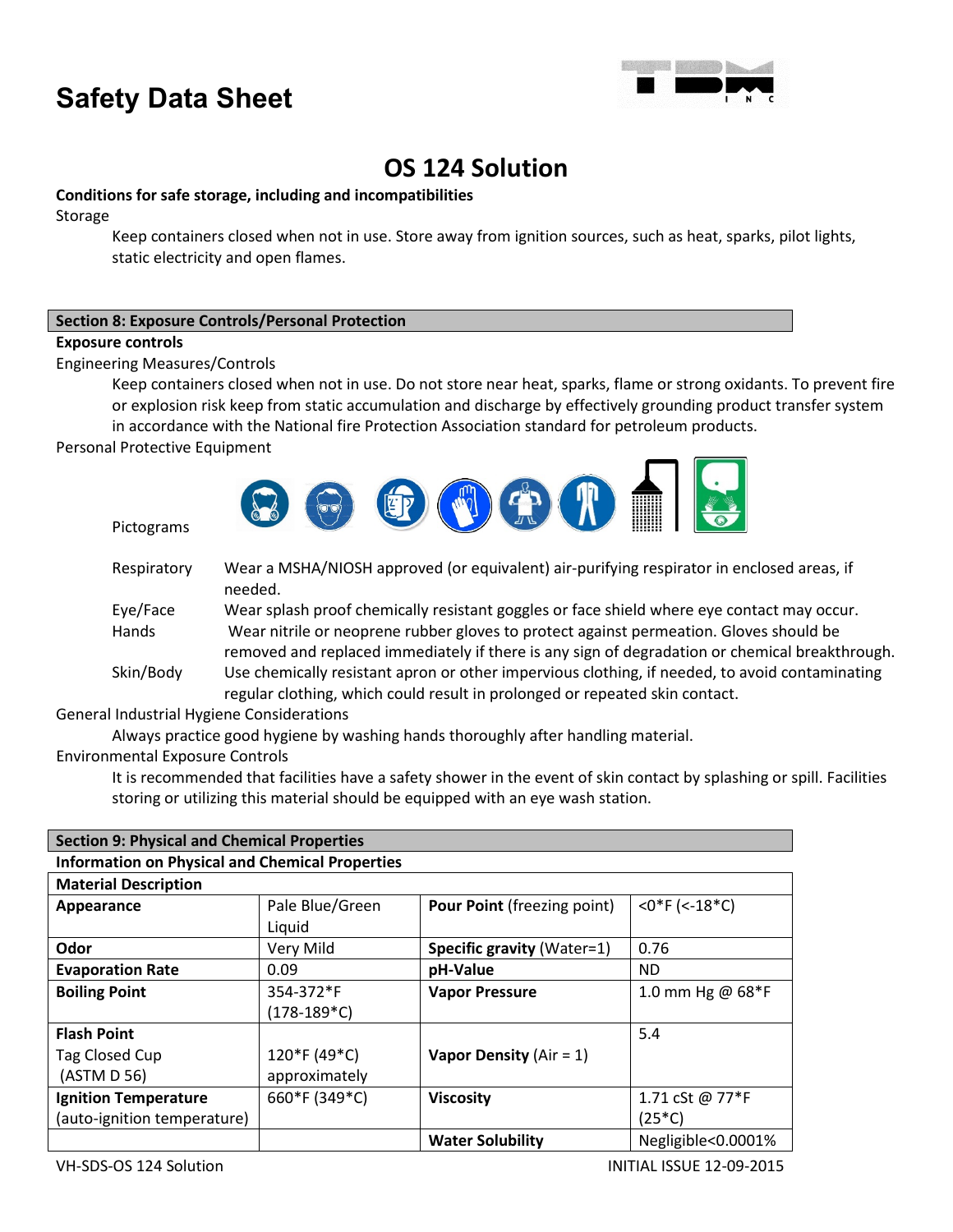# Safety Data Sheet

## OS 124 Solution

**Conditions for safe storage, including and incompatibilities**

Storage

Keep containers closed when not in use. Store away from ignition sources, such as heat, sparks, pilot lights, static electricity and open flames.

## Section 8: Exposure Controls/Personal Protection

**Exposure controls**

Engineering Measures/Controls

Keep containers closed when not in use. Do not store near heat, sparks, flame or strong oxidants. To prevent fire or explosion risk keep from static accumulation and discharge by effectively grounding product transfer system in accordance with the National fire Protection Association standard for petroleum products.

Personal Protective Equipment

Pictograms

| | |
|---|---|
| Respiratory | Wear a MSHA/NIOSH approved (or equivalent) air-purifying respirator in enclosed areas, if needed. |
| Eye/Face | Wear splash proof chemically resistant goggles or face shield where eye contact may occur. |
| Hands | Wear nitrile or neoprene rubber gloves to protect against permeation. Gloves should be removed and replaced immediately if there is any sign of degradation or chemical breakthrough. |
| Skin/Body | Use chemically resistant apron or other impervious clothing, if needed, to avoid contaminating regular clothing, which could result in prolonged or repeated skin contact. |

General Industrial Hygiene Considerations

Always practice good hygiene by washing hands thoroughly after handling material.

Environmental Exposure Controls

It is recommended that facilities have a safety shower in the event of skin contact by splashing or spill. Facilities storing or utilizing this material should be equipped with an eye wash station.

## Section 9: Physical and Chemical Properties

**Information on Physical and Chemical Properties**

| **Material Description** | | | |
|---|---|---|---|
| **Appearance** | Pale Blue/Green Liquid | **Pour Point** (freezing point) | <0*F (<-18*C) |
| **Odor** | Very Mild | **Specific gravity** (Water=1) | 0.76 |
| **Evaporation Rate** | 0.09 | **pH-Value** | ND |
| **Boiling Point** | 354-372*F (178-189*C) | **Vapor Pressure** | 1.0 mm Hg @ 68*F |
| **Flash Point** Tag Closed Cup (ASTM D 56) | 120*F (49*C) approximately | **Vapor Density** (Air = 1) | 5.4 |
| **Ignition Temperature** (auto-ignition temperature) | 660*F (349*C) | **Viscosity** | 1.71 cSt @ 77*F (25*C) |
| | | **Water Solubility** | Negligible<0.0001% |

VH-SDS-OS 124 Solution INITIAL ISSUE 12-09-2015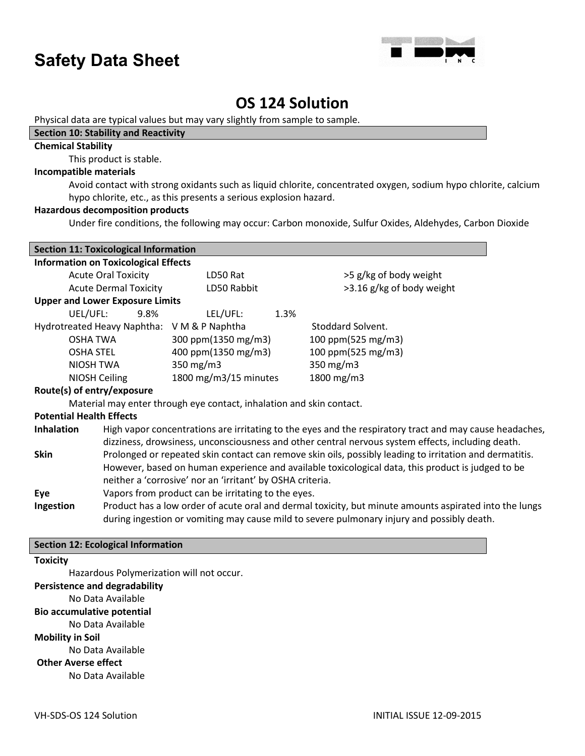# Safety Data Sheet

## OS 124 Solution

Physical data are typical values but may vary slightly from sample to sample.

### Section 10: Stability and Reactivity

**Chemical Stability**

This product is stable.

**Incompatible materials**

Avoid contact with strong oxidants such as liquid chlorite, concentrated oxygen, sodium hypo chlorite, calcium hypo chlorite, etc., as this presents a serious explosion hazard.

**Hazardous decomposition products**

Under fire conditions, the following may occur: Carbon monoxide, Sulfur Oxides, Aldehydes, Carbon Dioxide

### Section 11: Toxicological Information

**Information on Toxicological Effects**

| | | |
|---|---|---|
| Acute Oral Toxicity | LD50 Rat | >5 g/kg of body weight |
| Acute Dermal Toxicity | LD50 Rabbit | >3.16 g/kg of body weight |

**Upper and Lower Exposure Limits**

UEL/UFL: 9.8% LEL/UFL: 1.3%

| Hydrotreated Heavy Naphtha: | V M & P Naphtha | Stoddard Solvent. |
|---|---|---|
| OSHA TWA | 300 ppm(1350 mg/m3) | 100 ppm(525 mg/m3) |
| OSHA STEL | 400 ppm(1350 mg/m3) | 100 ppm(525 mg/m3) |
| NIOSH TWA | 350 mg/m3 | 350 mg/m3 |
| NIOSH Ceiling | 1800 mg/m3/15 minutes | 1800 mg/m3 |

**Route(s) of entry/exposure**

Material may enter through eye contact, inhalation and skin contact.

**Potential Health Effects**

**Inhalation** High vapor concentrations are irritating to the eyes and the respiratory tract and may cause headaches, dizziness, drowsiness, unconsciousness and other central nervous system effects, including death.

**Skin** Prolonged or repeated skin contact can remove skin oils, possibly leading to irritation and dermatitis. However, based on human experience and available toxicological data, this product is judged to be neither a 'corrosive' nor an 'irritant' by OSHA criteria.

**Eye** Vapors from product can be irritating to the eyes.

**Ingestion** Product has a low order of acute oral and dermal toxicity, but minute amounts aspirated into the lungs during ingestion or vomiting may cause mild to severe pulmonary injury and possibly death.

### Section 12: Ecological Information

**Toxicity**

Hazardous Polymerization will not occur.

**Persistence and degradability**

No Data Available

**Bio accumulative potential**

No Data Available

**Mobility in Soil**

No Data Available

**Other Averse effect**

No Data Available

VH-SDS-OS 124 Solution INITIAL ISSUE 12-09-2015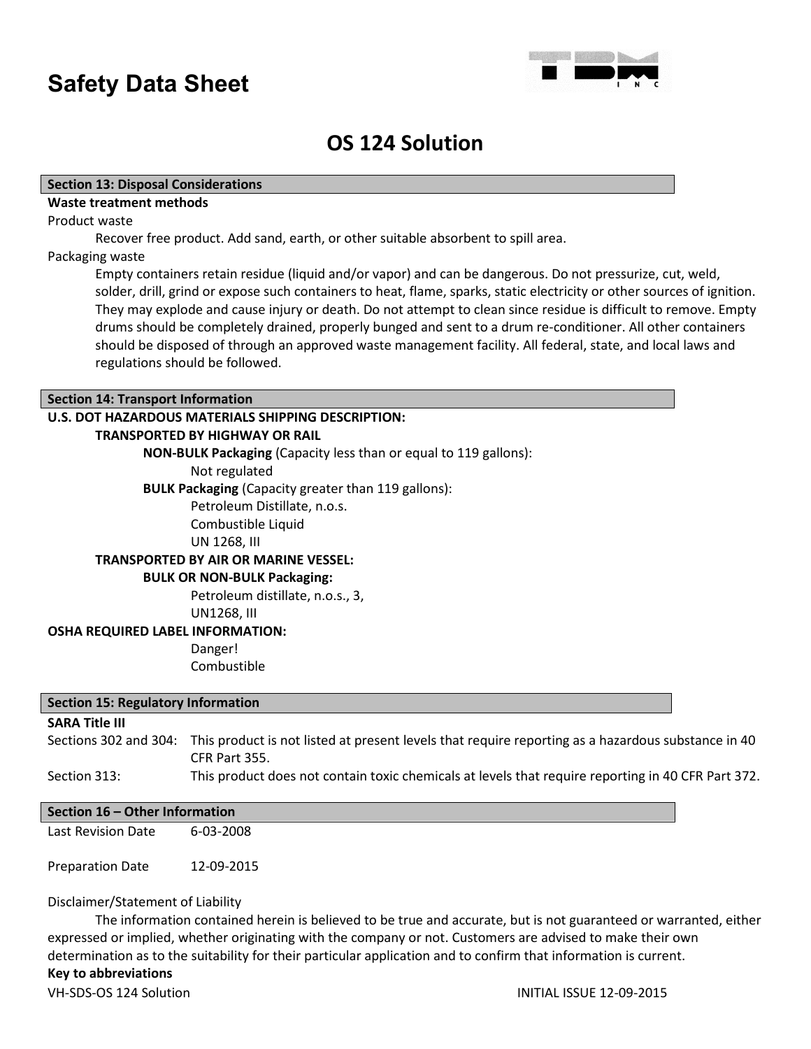# Safety Data Sheet

## OS 124 Solution

### Section 13: Disposal Considerations

**Waste treatment methods**

Product waste

Recover free product. Add sand, earth, or other suitable absorbent to spill area.

Packaging waste

Empty containers retain residue (liquid and/or vapor) and can be dangerous. Do not pressurize, cut, weld, solder, drill, grind or expose such containers to heat, flame, sparks, static electricity or other sources of ignition. They may explode and cause injury or death. Do not attempt to clean since residue is difficult to remove. Empty drums should be completely drained, properly bunged and sent to a drum re-conditioner. All other containers should be disposed of through an approved waste management facility. All federal, state, and local laws and regulations should be followed.

### Section 14: Transport Information

**U.S. DOT HAZARDOUS MATERIALS SHIPPING DESCRIPTION:**

**TRANSPORTED BY HIGHWAY OR RAIL**

**NON-BULK Packaging** (Capacity less than or equal to 119 gallons):

Not regulated

**BULK Packaging** (Capacity greater than 119 gallons):

Petroleum Distillate, n.o.s.
Combustible Liquid
UN 1268, III

**TRANSPORTED BY AIR OR MARINE VESSEL:**

**BULK OR NON-BULK Packaging:**

Petroleum distillate, n.o.s., 3,
UN1268, III

**OSHA REQUIRED LABEL INFORMATION:**

Danger!
Combustible

### Section 15: Regulatory Information

**SARA Title III**

| | |
|---|---|
| Sections 302 and 304: | This product is not listed at present levels that require reporting as a hazardous substance in 40 CFR Part 355. |
| Section 313: | This product does not contain toxic chemicals at levels that require reporting in 40 CFR Part 372. |

### Section 16 – Other Information

| | |
|---|---|
| Last Revision Date | 6-03-2008 |
| Preparation Date | 12-09-2015 |

Disclaimer/Statement of Liability

The information contained herein is believed to be true and accurate, but is not guaranteed or warranted, either expressed or implied, whether originating with the company or not. Customers are advised to make their own determination as to the suitability for their particular application and to confirm that information is current.

**Key to abbreviations**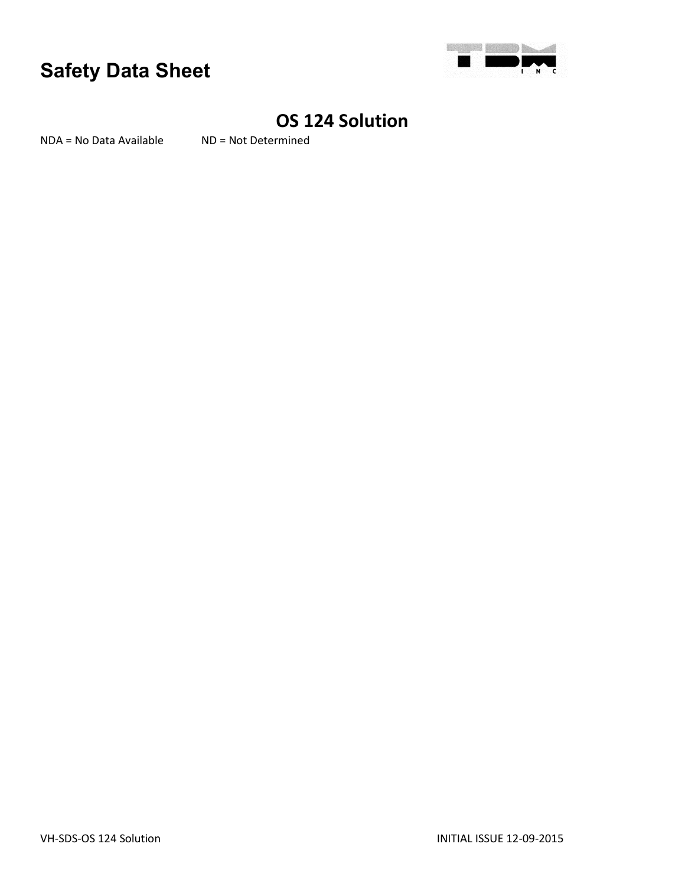# OS 124 Solution

NDA = No Data Available ND = Not Determined